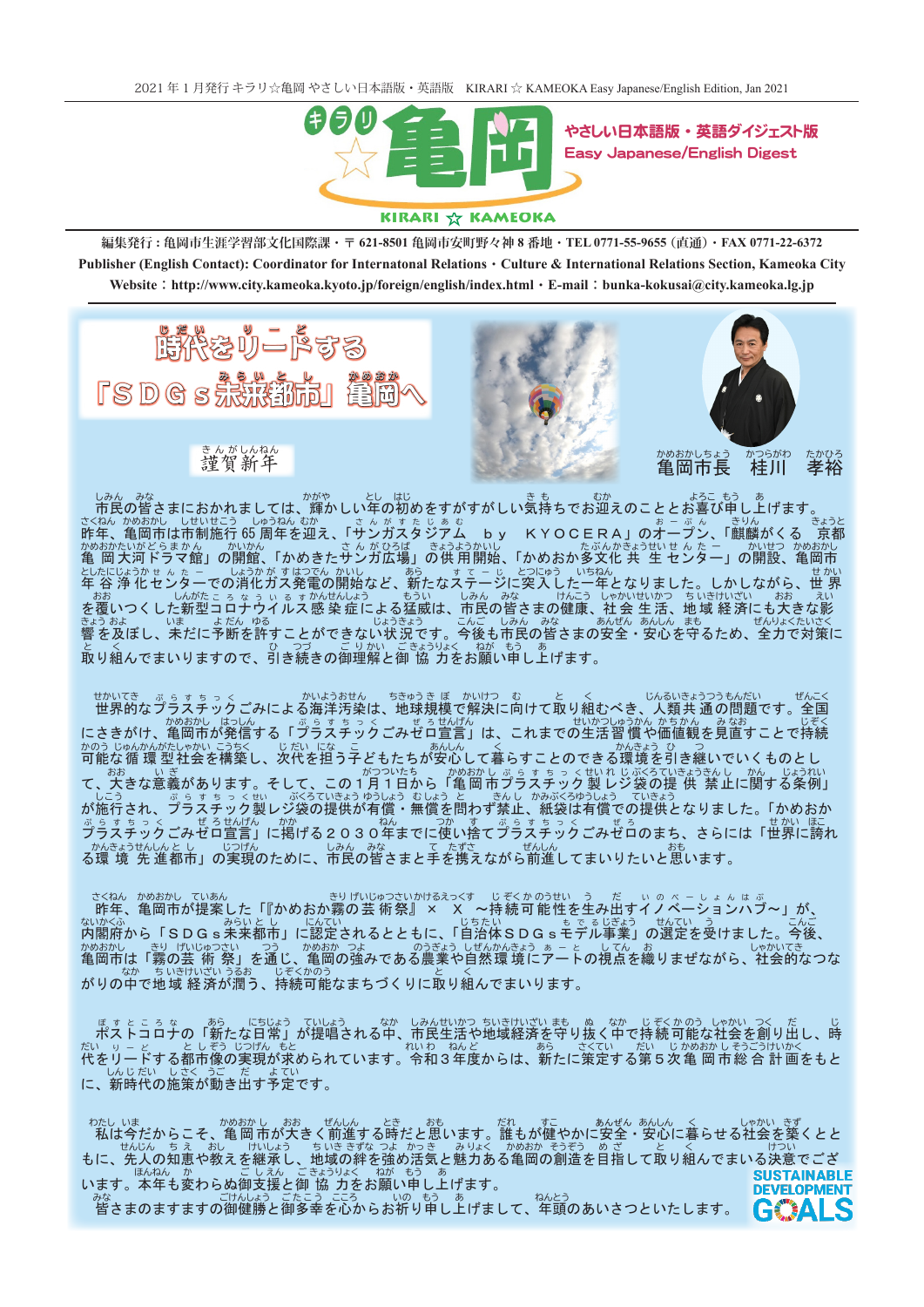2021 年 1 月発行 キラリ☆亀岡 やさしい日本語版・英語版　KIRARI ☆ KAMEOKA Easy Japanese/English Edition, Jan 2021

# キラリ☆亀岡

**やさしい日本語版・英語ダイジェスト版**
**Easy Japanese/English Digest**

KIRARI ☆ KAMEOKA

**編集発行：亀岡市生涯学習部文化国際課・〒 621-8501 亀岡市安町野々神 8 番地・TEL 0771-55-9655（直通）・FAX 0771-22-6372**
**Publisher (English Contact): Coordinator for Internatonal Relations・Culture & International Relations Section, Kameoka City**
**Website：http://www.city.kameoka.kyoto.jp/foreign/english/index.html・E-mail：bunka-kokusai@city.kameoka.lg.jp**

## 時代をリードする「ＳＤＧｓ未来都市」亀岡へ

謹賀新年

亀岡市長　桂川　孝裕

市民の皆さまにおかれましては、輝かしい年の初めをすがすがしい気持ちでお迎えのこととお喜び申し上げます。

昨年、亀岡市は市制施行 65 周年を迎え、「サンガスタジアム　ｂｙ　ＫＹＯＣＥＲＡ」のオープン、「麒麟がくる　京都亀岡大河ドラマ館」の開館、「かめきたサンガ広場」の供用開始、「かめおか多文化共生センター」の開設、亀岡市年谷浄化センターでの消化ガス発電の開始など、新たなステージに突入した一年となりました。しかしながら、世界を覆いつくした新型コロナウイルス感染症による猛威は、市民の皆さまの健康、社会生活、地域経済にも大きな影響を及ぼし、未だに予断を許すことができない状況です。今後も市民の皆さまの安全・安心を守るため、全力で対策に取り組んでまいりますので、引き続きの御理解と御協力をお願い申し上げます。

世界的なプラスチックごみによる海洋汚染は、地球規模で解決に向けて取り組むべき、人類共通の問題です。全国にさきがけ、亀岡市が発信する「プラスチックごみゼロ宣言」は、これまでの生活習慣や価値観を見直すことで持続可能な循環型社会を構築し、次代を担う子どもたちが安心して暮らすことのできる環境を引き継いでいくものとして、大きな意義があります。そして、この 1 月 1 日から「亀岡市プラスチック製レジ袋の提供禁止に関する条例」が施行され、プラスチック製レジ袋の提供が有償・無償を問わず禁止、紙袋は有償での提供となりました。「かめおかプラスチックごみゼロ宣言」に掲げる２０３０年までに使い捨てプラスチックごみゼロのまち、さらには「世界に誇れる環境先進都市」の実現のために、市民の皆さまと手を携えながら前進してまいりたいと思います。

昨年、亀岡市が提案した「『かめおか霧の芸術祭』×　Ｘ　～持続可能性を生み出すイノベーションハブ～」が、内閣府から「ＳＤＧｓ未来都市」に認定されるとともに、「自治体ＳＤＧｓモデル事業」の選定を受けました。今後、亀岡市は「霧の芸術祭」を通じ、亀岡の強みである農業や自然環境にアートの視点を織りまぜながら、社会的なつながりの中で地域経済が潤う、持続可能なまちづくりに取り組んでまいります。

ポストコロナの「新たな日常」が提唱される中、市民生活や地域経済を守り抜く中で持続可能な社会を創り出し、時代をリードする都市像の実現が求められています。令和３年度からは、新たに策定する第５次亀岡市総合計画をもとに、新時代の施策が動き出す予定です。

私は今だからこそ、亀岡市が大きく前進する時だと思います。誰もが健やかに安全・安心に暮らせる社会を築くとともに、先人の知恵や教えを継承し、地域の絆を強め活気と魅力ある亀岡の創造を目指して取り組んでまいる決意でございます。本年も変わらぬ御支援と御協力をお願い申し上げます。

皆さまのますますの御健勝と御多幸を心からお祈り申し上げまして、年頭のあいさつといたします。

SUSTAINABLE DEVELOPMENT GOALS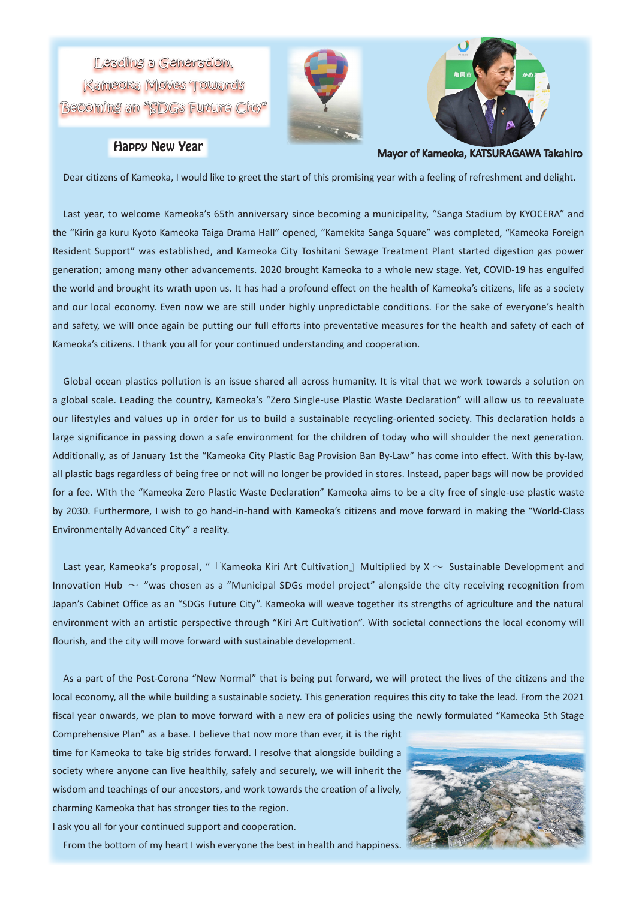# Leading a Generation, Kameoka Moves Towards Becoming an "SDGs Future City"

**Happy New Year**

**Mayor of Kameoka, KATSURAGAWA Takahiro**

Dear citizens of Kameoka, I would like to greet the start of this promising year with a feeling of refreshment and delight.

Last year, to welcome Kameoka's 65th anniversary since becoming a municipality, "Sanga Stadium by KYOCERA" and the "Kirin ga kuru Kyoto Kameoka Taiga Drama Hall" opened, "Kamekita Sanga Square" was completed, "Kameoka Foreign Resident Support" was established, and Kameoka City Toshitani Sewage Treatment Plant started digestion gas power generation; among many other advancements. 2020 brought Kameoka to a whole new stage. Yet, COVID-19 has engulfed the world and brought its wrath upon us. It has had a profound effect on the health of Kameoka's citizens, life as a society and our local economy. Even now we are still under highly unpredictable conditions. For the sake of everyone's health and safety, we will once again be putting our full efforts into preventative measures for the health and safety of each of Kameoka's citizens. I thank you all for your continued understanding and cooperation.

Global ocean plastics pollution is an issue shared all across humanity. It is vital that we work towards a solution on a global scale. Leading the country, Kameoka's "Zero Single-use Plastic Waste Declaration" will allow us to reevaluate our lifestyles and values up in order for us to build a sustainable recycling-oriented society. This declaration holds a large significance in passing down a safe environment for the children of today who will shoulder the next generation. Additionally, as of January 1st the "Kameoka City Plastic Bag Provision Ban By-Law" has come into effect. With this by-law, all plastic bags regardless of being free or not will no longer be provided in stores. Instead, paper bags will now be provided for a fee. With the "Kameoka Zero Plastic Waste Declaration" Kameoka aims to be a city free of single-use plastic waste by 2030. Furthermore, I wish to go hand-in-hand with Kameoka's citizens and move forward in making the "World-Class Environmentally Advanced City" a reality.

Last year, Kameoka's proposal, "『Kameoka Kiri Art Cultivation』 Multiplied by X ～ Sustainable Development and Innovation Hub ～ "was chosen as a "Municipal SDGs model project" alongside the city receiving recognition from Japan's Cabinet Office as an "SDGs Future City". Kameoka will weave together its strengths of agriculture and the natural environment with an artistic perspective through "Kiri Art Cultivation". With societal connections the local economy will flourish, and the city will move forward with sustainable development.

As a part of the Post-Corona "New Normal" that is being put forward, we will protect the lives of the citizens and the local economy, all the while building a sustainable society. This generation requires this city to take the lead. From the 2021 fiscal year onwards, we plan to move forward with a new era of policies using the newly formulated "Kameoka 5th Stage Comprehensive Plan" as a base. I believe that now more than ever, it is the right time for Kameoka to take big strides forward. I resolve that alongside building a society where anyone can live healthily, safely and securely, we will inherit the wisdom and teachings of our ancestors, and work towards the creation of a lively, charming Kameoka that has stronger ties to the region.

I ask you all for your continued support and cooperation.

From the bottom of my heart I wish everyone the best in health and happiness.